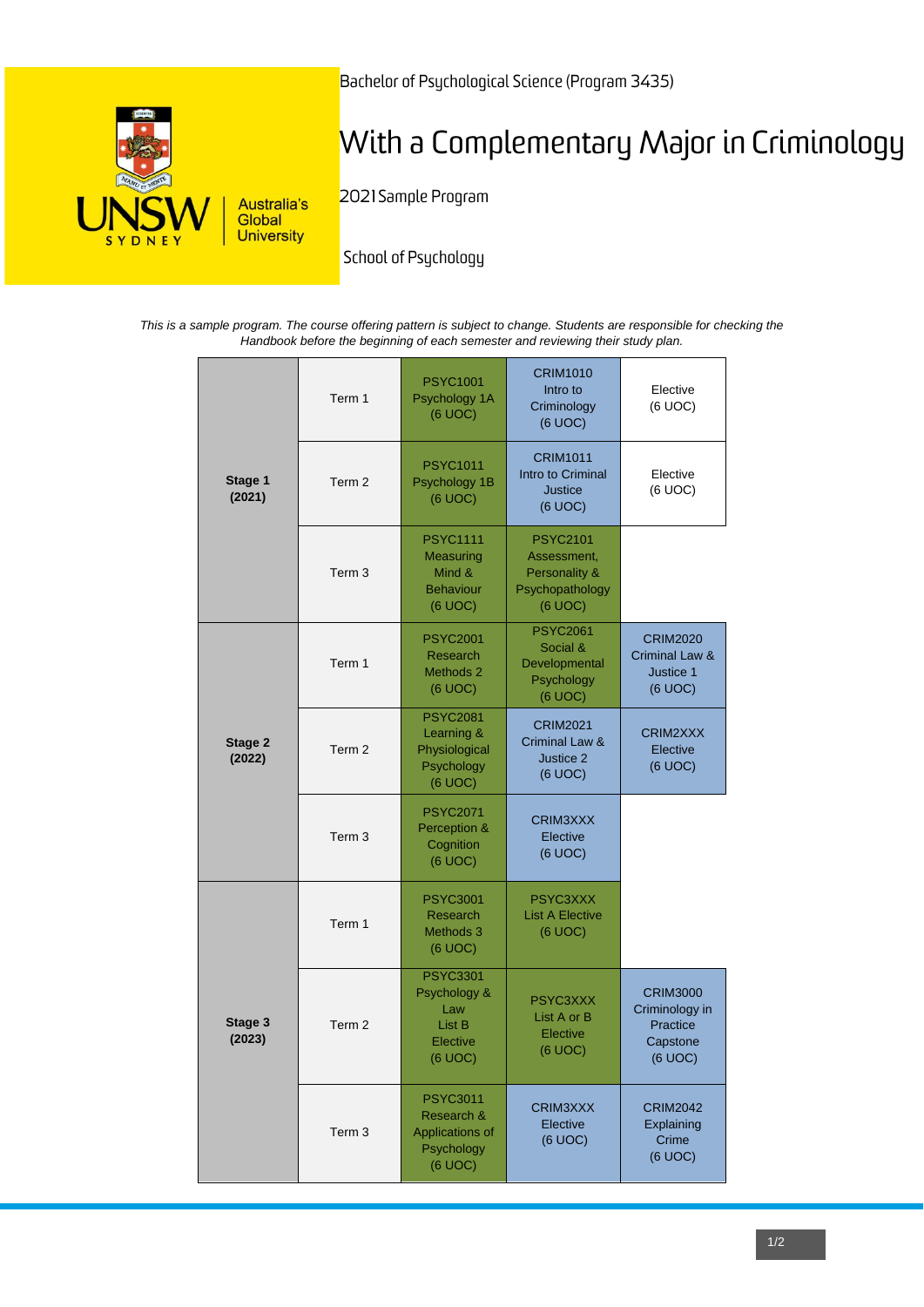Bachelor of Psychological Science (Program 3435)

# With a Complementary Major in Criminology

2021 Sample Program

School of Psychology

*This is a sample program. The course offering pattern is subject to change. Students are responsible for checking the Handbook before the beginning of each semester and reviewing their study plan.*

| Stage | Term | | | |
|---|---|---|---|---|
| **Stage 1 (2021)** | Term 1 | PSYC1001 Psychology 1A (6 UOC) | CRIM1010 Intro to Criminology (6 UOC) | Elective (6 UOC) |
| | Term 2 | PSYC1011 Psychology 1B (6 UOC) | CRIM1011 Intro to Criminal Justice (6 UOC) | Elective (6 UOC) |
| | Term 3 | PSYC1111 Measuring Mind & Behaviour (6 UOC) | PSYC2101 Assessment, Personality & Psychopathology (6 UOC) | |
| **Stage 2 (2022)** | Term 1 | PSYC2001 Research Methods 2 (6 UOC) | PSYC2061 Social & Developmental Psychology (6 UOC) | CRIM2020 Criminal Law & Justice 1 (6 UOC) |
| | Term 2 | PSYC2081 Learning & Physiological Psychology (6 UOC) | CRIM2021 Criminal Law & Justice 2 (6 UOC) | CRIM2XXX Elective (6 UOC) |
| | Term 3 | PSYC2071 Perception & Cognition (6 UOC) | CRIM3XXX Elective (6 UOC) | |
| **Stage 3 (2023)** | Term 1 | PSYC3001 Research Methods 3 (6 UOC) | PSYC3XXX List A Elective (6 UOC) | |
| | Term 2 | PSYC3301 Psychology & Law List B Elective (6 UOC) | PSYC3XXX List A or B Elective (6 UOC) | CRIM3000 Criminology in Practice Capstone (6 UOC) |
| | Term 3 | PSYC3011 Research & Applications of Psychology (6 UOC) | CRIM3XXX Elective (6 UOC) | CRIM2042 Explaining Crime (6 UOC) |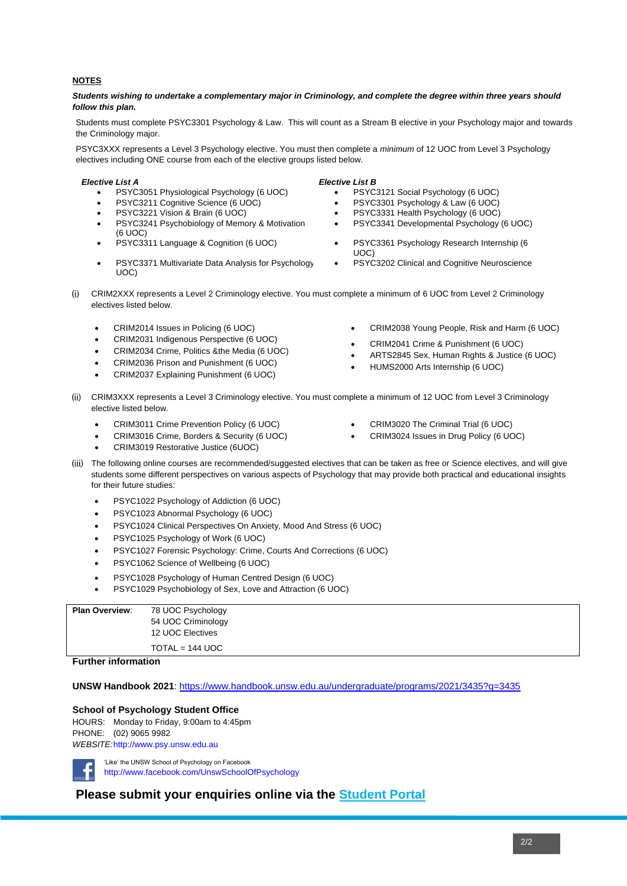## NOTES

***Students wishing to undertake a complementary major in Criminology, and complete the degree within three years should follow this plan.***

Students must complete PSYC3301 Psychology & Law. This will count as a Stream B elective in your Psychology major and towards the Criminology major.

PSYC3XXX represents a Level 3 Psychology elective. You must then complete a *minimum* of 12 UOC from Level 3 Psychology electives including ONE course from each of the elective groups listed below.

***Elective List A***

- PSYC3051 Physiological Psychology (6 UOC)
- PSYC3211 Cognitive Science (6 UOC)
- PSYC3221 Vision & Brain (6 UOC)
- PSYC3241 Psychobiology of Memory & Motivation (6 UOC)
- PSYC3311 Language & Cognition (6 UOC)
- PSYC3371 Multivariate Data Analysis for Psychology UOC)

***Elective List B***

- PSYC3121 Social Psychology (6 UOC)
- PSYC3301 Psychology & Law (6 UOC)
- PSYC3331 Health Psychology (6 UOC)
- PSYC3341 Developmental Psychology (6 UOC)
- PSYC3361 Psychology Research Internship (6 UOC)
- PSYC3202 Clinical and Cognitive Neuroscience

(i) CRIM2XXX represents a Level 2 Criminology elective. You must complete a minimum of 6 UOC from Level 2 Criminology electives listed below.

- CRIM2014 Issues in Policing (6 UOC)
- CRIM2031 Indigenous Perspective (6 UOC)
- CRIM2034 Crime, Politics &the Media (6 UOC)
- CRIM2036 Prison and Punishment (6 UOC)
- CRIM2037 Explaining Punishment (6 UOC)
- CRIM2038 Young People, Risk and Harm (6 UOC)
- CRIM2041 Crime & Punishment (6 UOC)
- ARTS2845 Sex, Human Rights & Justice (6 UOC)
- HUMS2000 Arts Internship (6 UOC)

(ii) CRIM3XXX represents a Level 3 Criminology elective. You must complete a minimum of 12 UOC from Level 3 Criminology elective listed below.

- CRIM3011 Crime Prevention Policy (6 UOC)
- CRIM3016 Crime, Borders & Security (6 UOC)
- CRIM3019 Restorative Justice (6UOC)
- CRIM3020 The Criminal Trial (6 UOC)
- CRIM3024 Issues in Drug Policy (6 UOC)

(iii) The following online courses are recommended/suggested electives that can be taken as free or Science electives, and will give students some different perspectives on various aspects of Psychology that may provide both practical and educational insights for their future studies:

- PSYC1022 Psychology of Addiction (6 UOC)
- PSYC1023 Abnormal Psychology (6 UOC)
- PSYC1024 Clinical Perspectives On Anxiety, Mood And Stress (6 UOC)
- PSYC1025 Psychology of Work (6 UOC)
- PSYC1027 Forensic Psychology: Crime, Courts And Corrections (6 UOC)
- PSYC1062 Science of Wellbeing (6 UOC)
- PSYC1028 Psychology of Human Centred Design (6 UOC)
- PSYC1029 Psychobiology of Sex, Love and Attraction (6 UOC)

| | |
|---|---|
| **Plan Overview**: | 78 UOC Psychology<br>54 UOC Criminology<br>12 UOC Electives<br>TOTAL = 144 UOC |

**Further information**

**UNSW Handbook 2021**: https://www.handbook.unsw.edu.au/undergraduate/programs/2021/3435?q=3435

**School of Psychology Student Office**
HOURS: Monday to Friday, 9:00am to 4:45pm
PHONE: (02) 9065 9982
*WEBSITE:* http://www.psy.unsw.edu.au

'Like' the UNSW School of Psychology on Facebook
http://www.facebook.com/UnswSchoolOfPsychology

**Please submit your enquiries online via the Student Portal**